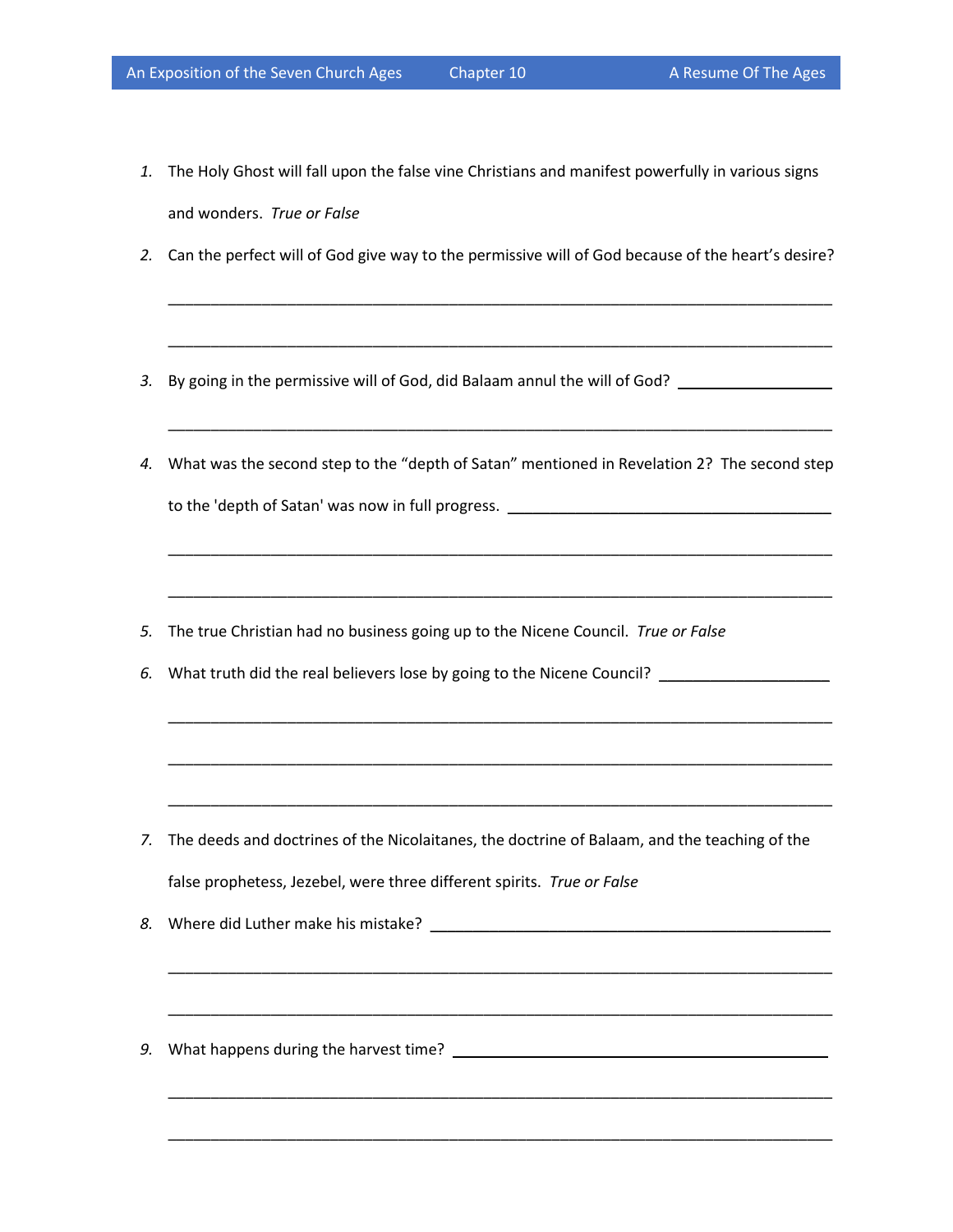1. The Holy Ghost will fall upon the false vine Christians and manifest powerfully in various signs and wonders. *True or False*

2. Can the perfect will of God give way to the permissive will of God because of the heart's desire?

   ______________________________________________________________________________

   ______________________________________________________________________________

3. By going in the permissive will of God, did Balaam annul the will of God? ____________________

   ______________________________________________________________________________

4. What was the second step to the "depth of Satan" mentioned in Revelation 2? The second step to the 'depth of Satan' was now in full progress. ________________________________________

   ______________________________________________________________________________

   ______________________________________________________________________________

5. The true Christian had no business going up to the Nicene Council. *True or False*

6. What truth did the real believers lose by going to the Nicene Council? ____________________

   ______________________________________________________________________________

   ______________________________________________________________________________

   ______________________________________________________________________________

7. The deeds and doctrines of the Nicolaitanes, the doctrine of Balaam, and the teaching of the false prophetess, Jezebel, were three different spirits. *True or False*

8. Where did Luther make his mistake? __________________________________________________

   ______________________________________________________________________________

   ______________________________________________________________________________

9. What happens during the harvest time? ______________________________________________

   ______________________________________________________________________________

   ______________________________________________________________________________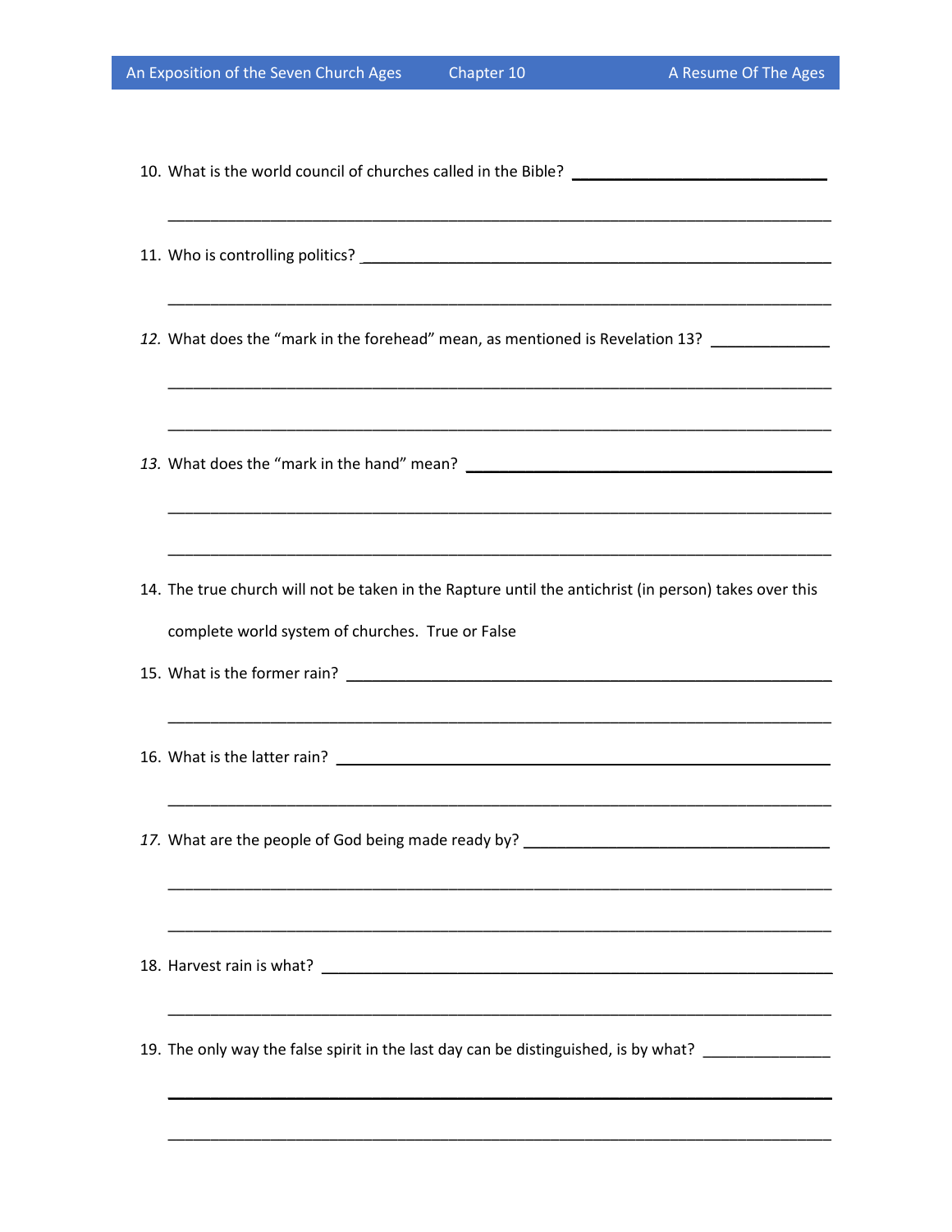10. What is the world council of churches called in the Bible? ______________________________

_____________________________________________________________________________

11. Who is controlling politics? _____________________________________________________

_____________________________________________________________________________

12. What does the "mark in the forehead" mean, as mentioned is Revelation 13? _____________

_____________________________________________________________________________

_____________________________________________________________________________

13. What does the "mark in the hand" mean? __________________________________________

_____________________________________________________________________________

_____________________________________________________________________________

14. The true church will not be taken in the Rapture until the antichrist (in person) takes over this complete world system of churches. True or False

15. What is the former rain? ______________________________________________________

_____________________________________________________________________________

16. What is the latter rain? _______________________________________________________

_____________________________________________________________________________

17. What are the people of God being made ready by? ________________________________

_____________________________________________________________________________

_____________________________________________________________________________

18. Harvest rain is what? _________________________________________________________

_____________________________________________________________________________

19. The only way the false spirit in the last day can be distinguished, is by what? ______________

_____________________________________________________________________________

_____________________________________________________________________________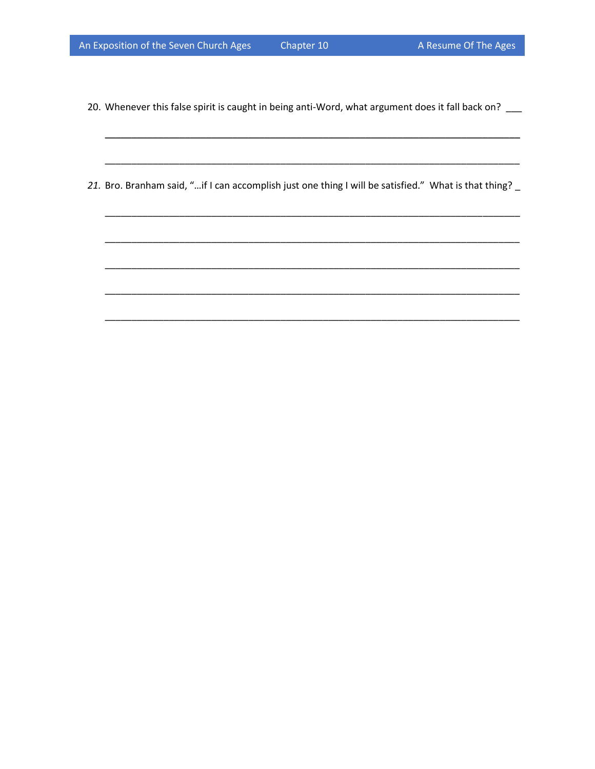20. Whenever this false spirit is caught in being anti-Word, what argument does it fall back on? ___

______________________________________________________________________________

______________________________________________________________________________

*21.* Bro. Branham said, "…if I can accomplish just one thing I will be satisfied." What is that thing? _

______________________________________________________________________________

______________________________________________________________________________

______________________________________________________________________________

______________________________________________________________________________

______________________________________________________________________________